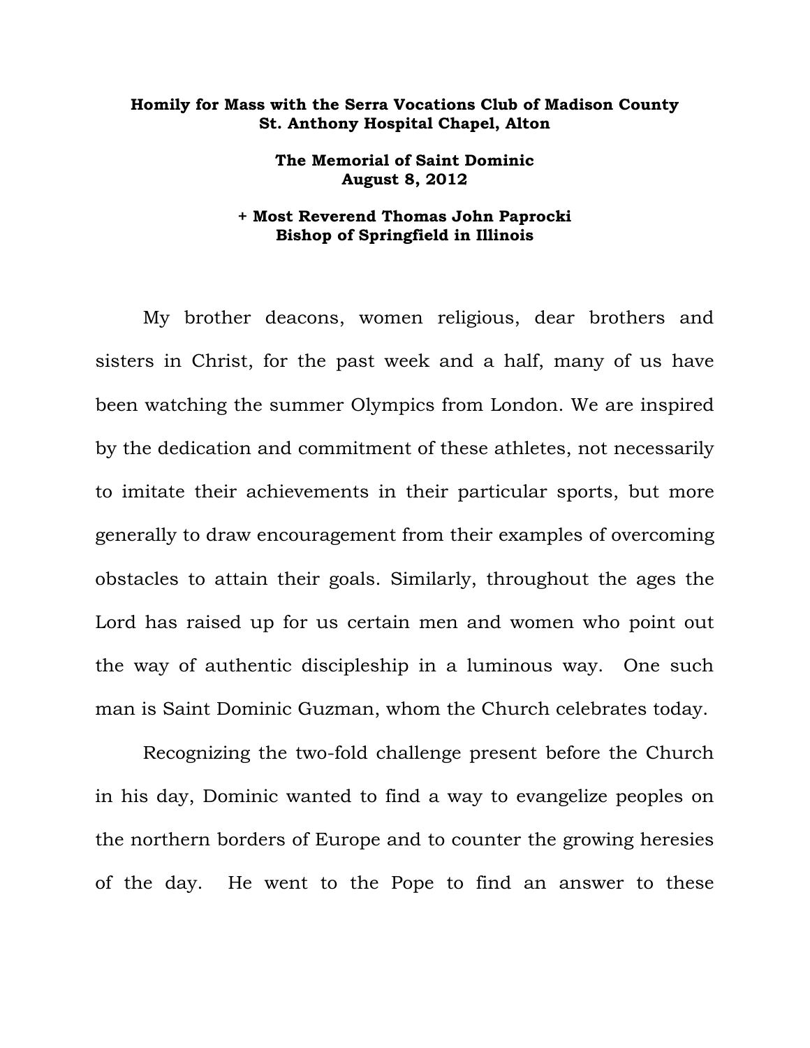**Homily for Mass with the Serra Vocations Club of Madison County**
**St. Anthony Hospital Chapel, Alton**

**The Memorial of Saint Dominic**
**August 8, 2012**

**+ Most Reverend Thomas John Paprocki**
**Bishop of Springfield in Illinois**

My brother deacons, women religious, dear brothers and sisters in Christ, for the past week and a half, many of us have been watching the summer Olympics from London. We are inspired by the dedication and commitment of these athletes, not necessarily to imitate their achievements in their particular sports, but more generally to draw encouragement from their examples of overcoming obstacles to attain their goals. Similarly, throughout the ages the Lord has raised up for us certain men and women who point out the way of authentic discipleship in a luminous way. One such man is Saint Dominic Guzman, whom the Church celebrates today.

Recognizing the two-fold challenge present before the Church in his day, Dominic wanted to find a way to evangelize peoples on the northern borders of Europe and to counter the growing heresies of the day. He went to the Pope to find an answer to these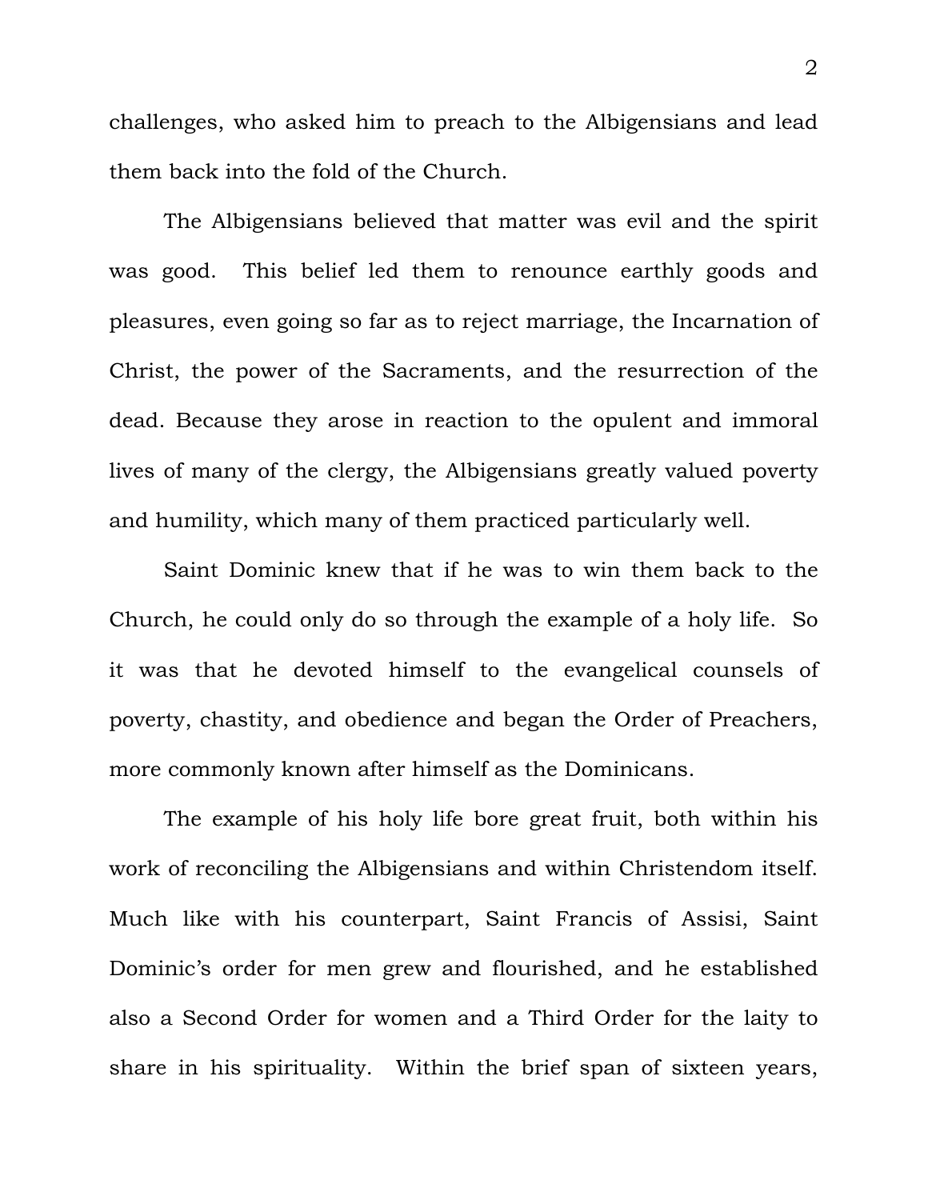challenges, who asked him to preach to the Albigensians and lead them back into the fold of the Church.

The Albigensians believed that matter was evil and the spirit was good. This belief led them to renounce earthly goods and pleasures, even going so far as to reject marriage, the Incarnation of Christ, the power of the Sacraments, and the resurrection of the dead. Because they arose in reaction to the opulent and immoral lives of many of the clergy, the Albigensians greatly valued poverty and humility, which many of them practiced particularly well.

Saint Dominic knew that if he was to win them back to the Church, he could only do so through the example of a holy life. So it was that he devoted himself to the evangelical counsels of poverty, chastity, and obedience and began the Order of Preachers, more commonly known after himself as the Dominicans.

The example of his holy life bore great fruit, both within his work of reconciling the Albigensians and within Christendom itself. Much like with his counterpart, Saint Francis of Assisi, Saint Dominic's order for men grew and flourished, and he established also a Second Order for women and a Third Order for the laity to share in his spirituality. Within the brief span of sixteen years,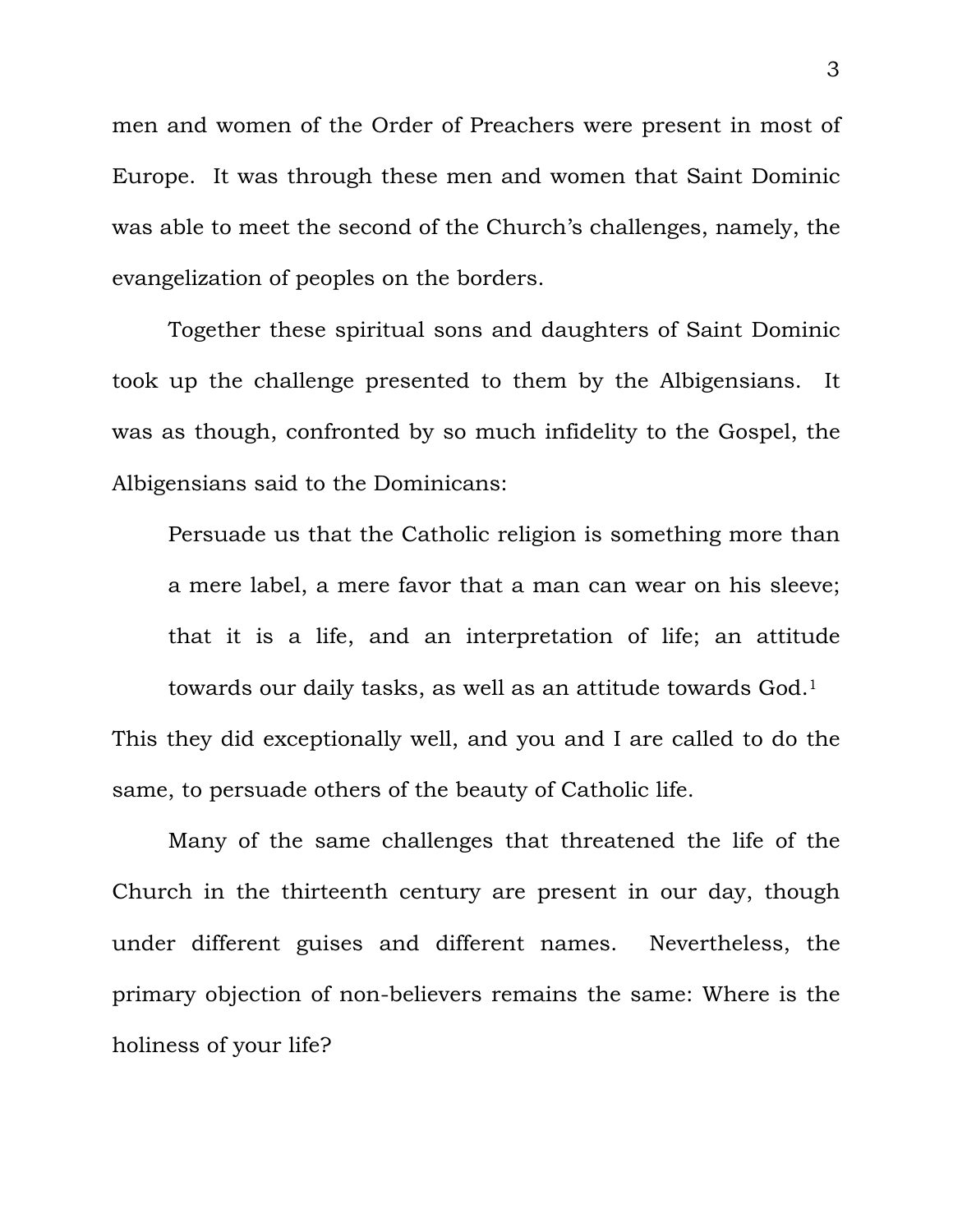men and women of the Order of Preachers were present in most of Europe. It was through these men and women that Saint Dominic was able to meet the second of the Church's challenges, namely, the evangelization of peoples on the borders.

Together these spiritual sons and daughters of Saint Dominic took up the challenge presented to them by the Albigensians. It was as though, confronted by so much infidelity to the Gospel, the Albigensians said to the Dominicans:

> Persuade us that the Catholic religion is something more than a mere label, a mere favor that a man can wear on his sleeve; that it is a life, and an interpretation of life; an attitude towards our daily tasks, as well as an attitude towards God.[1]

This they did exceptionally well, and you and I are called to do the same, to persuade others of the beauty of Catholic life.

Many of the same challenges that threatened the life of the Church in the thirteenth century are present in our day, though under different guises and different names. Nevertheless, the primary objection of non-believers remains the same: Where is the holiness of your life?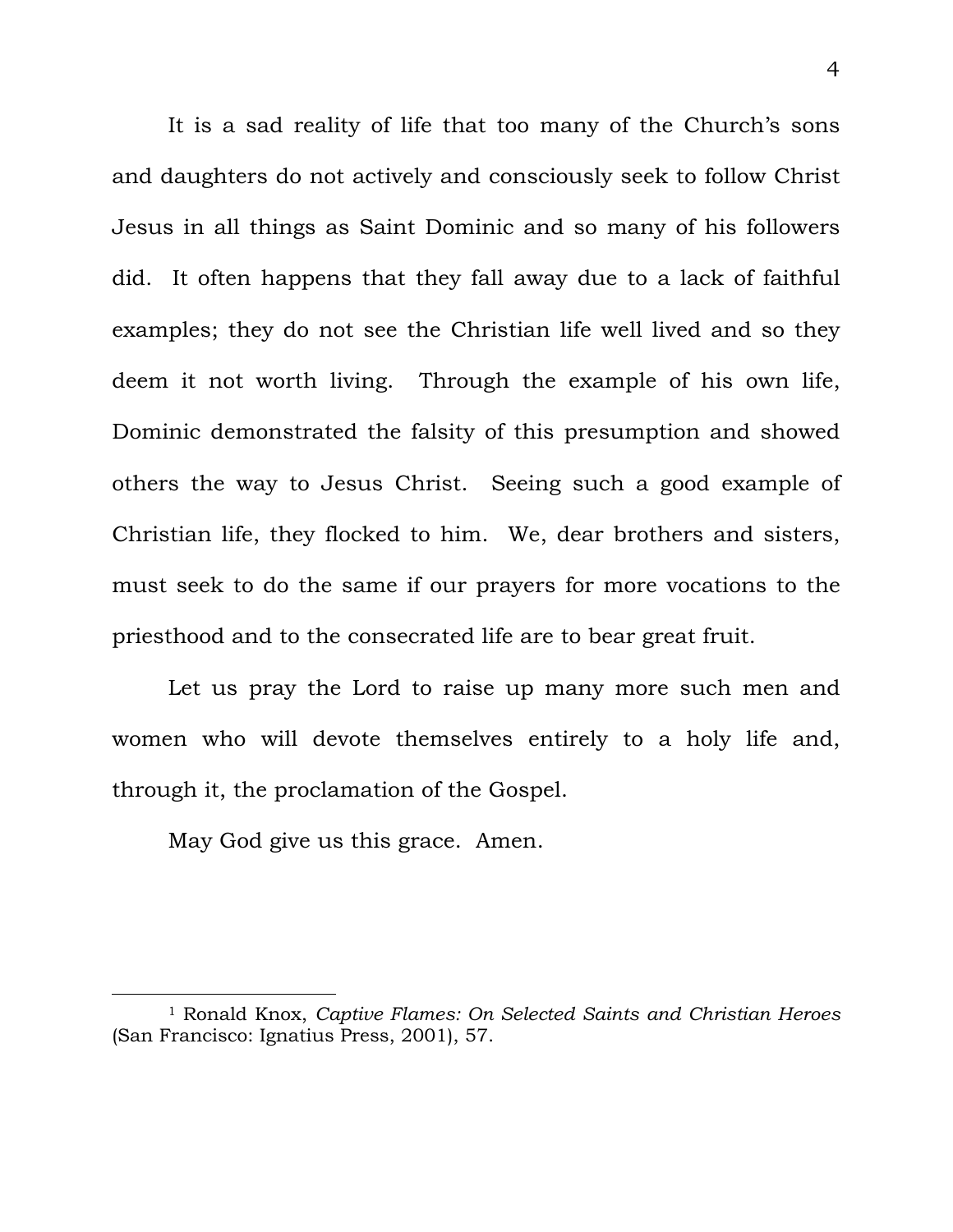It is a sad reality of life that too many of the Church's sons and daughters do not actively and consciously seek to follow Christ Jesus in all things as Saint Dominic and so many of his followers did. It often happens that they fall away due to a lack of faithful examples; they do not see the Christian life well lived and so they deem it not worth living. Through the example of his own life, Dominic demonstrated the falsity of this presumption and showed others the way to Jesus Christ. Seeing such a good example of Christian life, they flocked to him. We, dear brothers and sisters, must seek to do the same if our prayers for more vocations to the priesthood and to the consecrated life are to bear great fruit.

Let us pray the Lord to raise up many more such men and women who will devote themselves entirely to a holy life and, through it, the proclamation of the Gospel.

May God give us this grace. Amen.

---

[1] Ronald Knox, *Captive Flames: On Selected Saints and Christian Heroes* (San Francisco: Ignatius Press, 2001), 57.